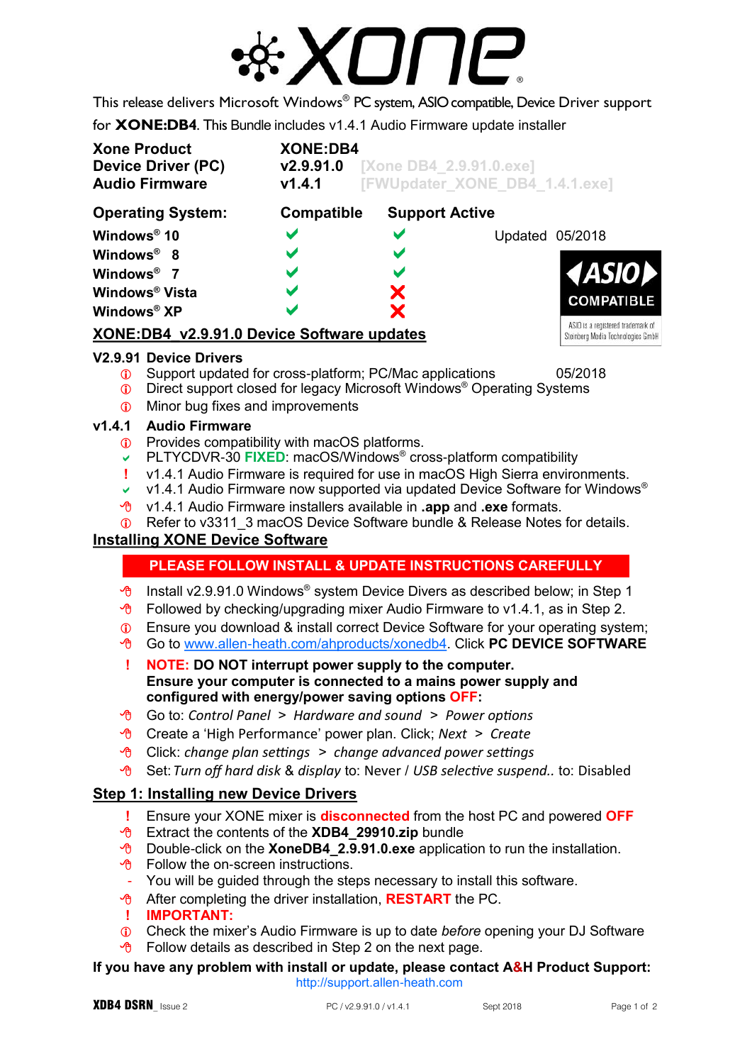# XONE

This release delivers Microsoft Windows® PC system, ASIO compatible, Device Driver support for **XONE:DB4**. This Bundle includes v1.4.1 Audio Firmware update installer

| **Xone Product** | **XONE:DB4** | |
|---|---|---|
| **Device Driver (PC)** | **v2.9.91.0** | [Xone DB4_2.9.91.0.exe] |
| **Audio Firmware** | **v1.4.1** | [FWUpdater_XONE_DB4_1.4.1.exe] |

| **Operating System:** | **Compatible** | **Support Active** |
|---|---|---|
| **Windows® 10** | ✔ | ✔ |
| **Windows® 8** | ✔ | ✔ |
| **Windows® 7** | ✔ | ✔ |
| **Windows® Vista** | ✔ | ✘ |
| **Windows® XP** | ✔ | ✘ |

Updated 05/2018

ASIO COMPATIBLE
ASIO is a registered trademark of Steinberg Media Technologies GmbH

## XONE:DB4 v2.9.91.0 Device Software updates

**V2.9.91 Device Drivers**

- Support updated for cross-platform; PC/Mac applications 05/2018
- Direct support closed for legacy Microsoft Windows® Operating Systems
- Minor bug fixes and improvements

**v1.4.1 Audio Firmware**

- Provides compatibility with macOS platforms.
- ✔ PLTYCDVR-30 **FIXED**: macOS/Windows® cross-platform compatibility
- ! v1.4.1 Audio Firmware is required for use in macOS High Sierra environments.
- ✔ v1.4.1 Audio Firmware now supported via updated Device Software for Windows®
- v1.4.1 Audio Firmware installers available in **.app** and **.exe** formats.
- Refer to v3311_3 macOS Device Software bundle & Release Notes for details.

## Installing XONE Device Software

**PLEASE FOLLOW INSTALL & UPDATE INSTRUCTIONS CAREFULLY**

- Install v2.9.91.0 Windows® system Device Divers as described below; in Step 1
- Followed by checking/upgrading mixer Audio Firmware to v1.4.1, as in Step 2.
- Ensure you download & install correct Device Software for your operating system;
- Go to www.allen-heath.com/ahproducts/xonedb4. Click **PC DEVICE SOFTWARE**
- ! **NOTE: DO NOT interrupt power supply to the computer. Ensure your computer is connected to a mains power supply and configured with energy/power saving options OFF:**
- Go to: *Control Panel > Hardware and sound > Power options*
- Create a 'High Performance' power plan. Click; *Next > Create*
- Click: *change plan settings > change advanced power settings*
- Set: *Turn off hard disk* & *display* to: Never / *USB selective suspend..* to: Disabled

## Step 1: Installing new Device Drivers

- ! Ensure your XONE mixer is **disconnected** from the host PC and powered **OFF**
- Extract the contents of the **XDB4_29910.zip** bundle
- Double-click on the **XoneDB4_2.9.91.0.exe** application to run the installation.
- Follow the on-screen instructions.
  - You will be guided through the steps necessary to install this software.
- After completing the driver installation, **RESTART** the PC.
- ! **IMPORTANT:**
- Check the mixer's Audio Firmware is up to date *before* opening your DJ Software
- Follow details as described in Step 2 on the next page.

**If you have any problem with install or update, please contact A&H Product Support:**
http://support.allen-heath.com

XDB4 DSRN_ Issue 2 PC / v2.9.91.0 / v1.4.1 Sept 2018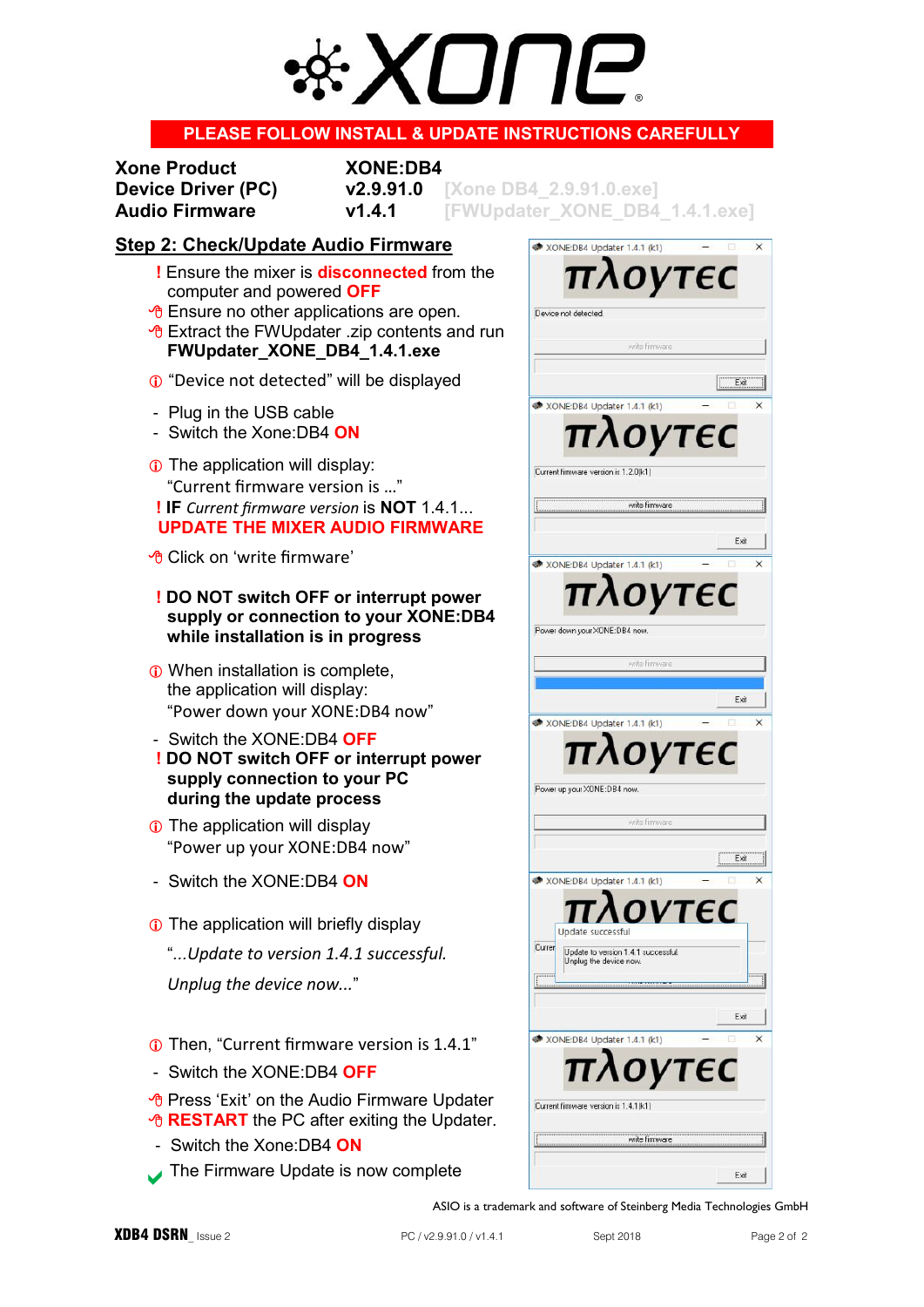**PLEASE FOLLOW INSTALL & UPDATE INSTRUCTIONS CAREFULLY**

| | | |
|---|---|---|
| **Xone Product** | **XONE:DB4** | |
| **Device Driver (PC)** | **v2.9.91.0** | [Xone DB4_2.9.91.0.exe] |
| **Audio Firmware** | **v1.4.1** | [FWUpdater_XONE_DB4_1.4.1.exe] |

## Step 2: Check/Update Audio Firmware

! Ensure the mixer is **disconnected** from the computer and powered **OFF**

- Ensure no other applications are open.
- Extract the FWUpdater .zip contents and run **FWUpdater_XONE_DB4_1.4.1.exe**

ⓘ “Device not detected” will be displayed

- Plug in the USB cable
- Switch the Xone:DB4 **ON**

ⓘ The application will display: “Current firmware version is ...”

! **IF** *Current firmware version* is **NOT** 1.4.1...
**UPDATE THE MIXER AUDIO FIRMWARE**

- Click on ‘write firmware’

! **DO NOT switch OFF or interrupt power supply or connection to your XONE:DB4 while installation is in progress**

ⓘ When installation is complete, the application will display: “Power down your XONE:DB4 now”

- Switch the XONE:DB4 **OFF**

! **DO NOT switch OFF or interrupt power supply connection to your PC during the update process**

ⓘ The application will display “Power up your XONE:DB4 now”

- Switch the XONE:DB4 **ON**

ⓘ The application will briefly display “*...Update to version 1.4.1 successful. Unplug the device now...*”

ⓘ Then, “Current firmware version is 1.4.1”

- Switch the XONE:DB4 **OFF**
- Press ‘Exit’ on the Audio Firmware Updater
- **RESTART** the PC after exiting the Updater.
- Switch the Xone:DB4 **ON**

✔ The Firmware Update is now complete

XONE:DB4 Updater 1.4.1 (k1)
Device not detected
write firmware
Exit

XONE:DB4 Updater 1.4.1 (k1)
Current firmware version is 1.2.0(k1)
write firmware
Exit

XONE:DB4 Updater 1.4.1 (k1)
Power down your XONE:DB4 now.
write firmware
Exit

XONE:DB4 Updater 1.4.1 (k1)
Power up your XONE:DB4 now.
write firmware
Exit

XONE:DB4 Updater 1.4.1 (k1)
Update successful
Update to version 1.4.1 successful.
Unplug the device now.
Exit

XONE:DB4 Updater 1.4.1 (k1)
Current firmware version is 1.4.1(k1)
write firmware
Exit

ASIO is a trademark and software of Steinberg Media Technologies GmbH

XDB4 DSRN_ Issue 2 PC / v2.9.91.0 / v1.4.1 Sept 2018